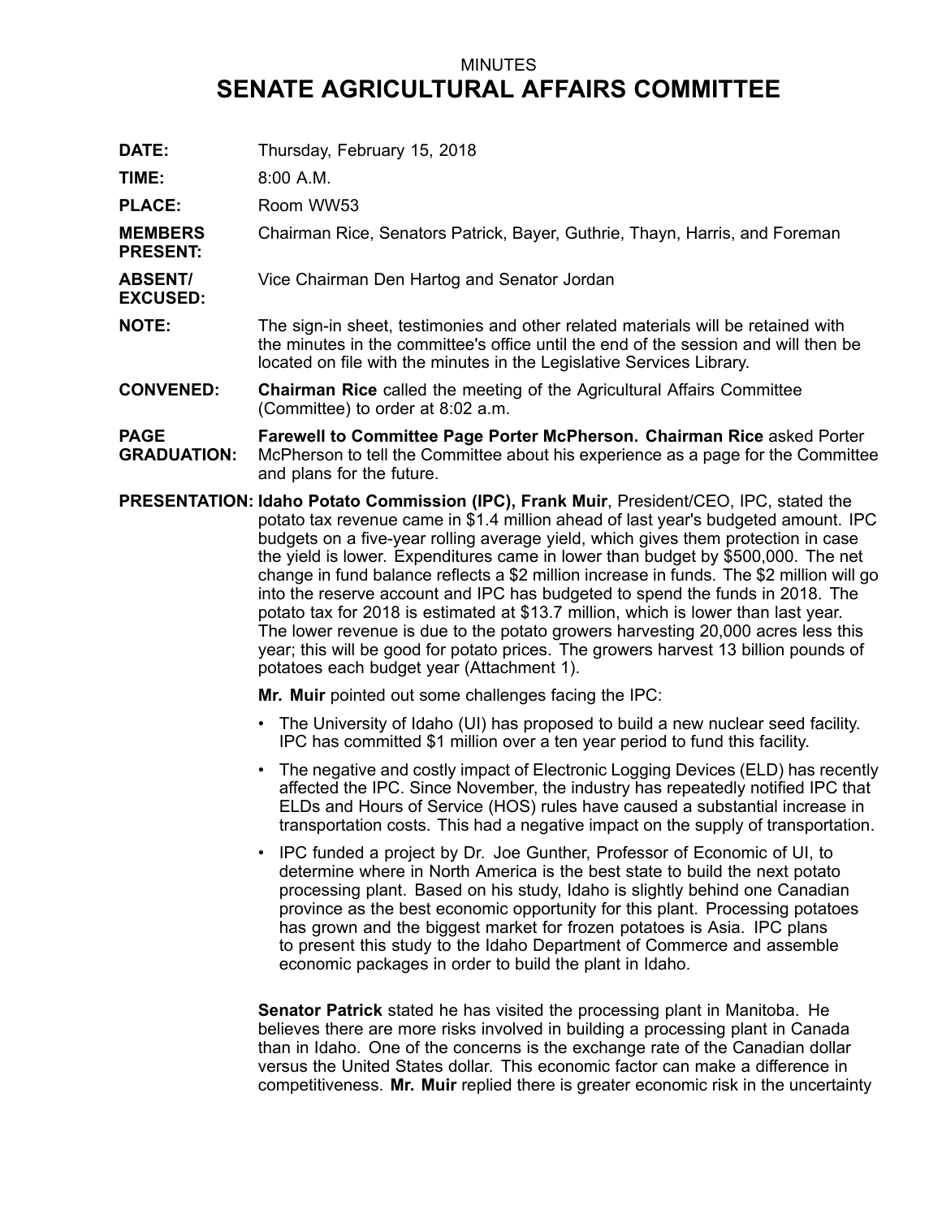MINUTES

# SENATE AGRICULTURAL AFFAIRS COMMITTEE

**DATE:** Thursday, February 15, 2018

**TIME:** 8:00 A.M.

**PLACE:** Room WW53

**MEMBERS PRESENT:** Chairman Rice, Senators Patrick, Bayer, Guthrie, Thayn, Harris, and Foreman

**ABSENT/ EXCUSED:** Vice Chairman Den Hartog and Senator Jordan

**NOTE:** The sign-in sheet, testimonies and other related materials will be retained with the minutes in the committee's office until the end of the session and will then be located on file with the minutes in the Legislative Services Library.

**CONVENED:** **Chairman Rice** called the meeting of the Agricultural Affairs Committee (Committee) to order at 8:02 a.m.

**PAGE GRADUATION:** **Farewell to Committee Page Porter McPherson. Chairman Rice** asked Porter McPherson to tell the Committee about his experience as a page for the Committee and plans for the future.

**PRESENTATION:** **Idaho Potato Commission (IPC), Frank Muir**, President/CEO, IPC, stated the potato tax revenue came in $1.4 million ahead of last year's budgeted amount. IPC budgets on a five-year rolling average yield, which gives them protection in case the yield is lower. Expenditures came in lower than budget by $500,000. The net change in fund balance reflects a $2 million increase in funds. The $2 million will go into the reserve account and IPC has budgeted to spend the funds in 2018. The potato tax for 2018 is estimated at $13.7 million, which is lower than last year. The lower revenue is due to the potato growers harvesting 20,000 acres less this year; this will be good for potato prices. The growers harvest 13 billion pounds of potatoes each budget year (Attachment 1).

**Mr. Muir** pointed out some challenges facing the IPC:

- The University of Idaho (UI) has proposed to build a new nuclear seed facility. IPC has committed $1 million over a ten year period to fund this facility.
- The negative and costly impact of Electronic Logging Devices (ELD) has recently affected the IPC. Since November, the industry has repeatedly notified IPC that ELDs and Hours of Service (HOS) rules have caused a substantial increase in transportation costs. This had a negative impact on the supply of transportation.
- IPC funded a project by Dr. Joe Gunther, Professor of Economic of UI, to determine where in North America is the best state to build the next potato processing plant. Based on his study, Idaho is slightly behind one Canadian province as the best economic opportunity for this plant. Processing potatoes has grown and the biggest market for frozen potatoes is Asia. IPC plans to present this study to the Idaho Department of Commerce and assemble economic packages in order to build the plant in Idaho.

**Senator Patrick** stated he has visited the processing plant in Manitoba. He believes there are more risks involved in building a processing plant in Canada than in Idaho. One of the concerns is the exchange rate of the Canadian dollar versus the United States dollar. This economic factor can make a difference in competitiveness. **Mr. Muir** replied there is greater economic risk in the uncertainty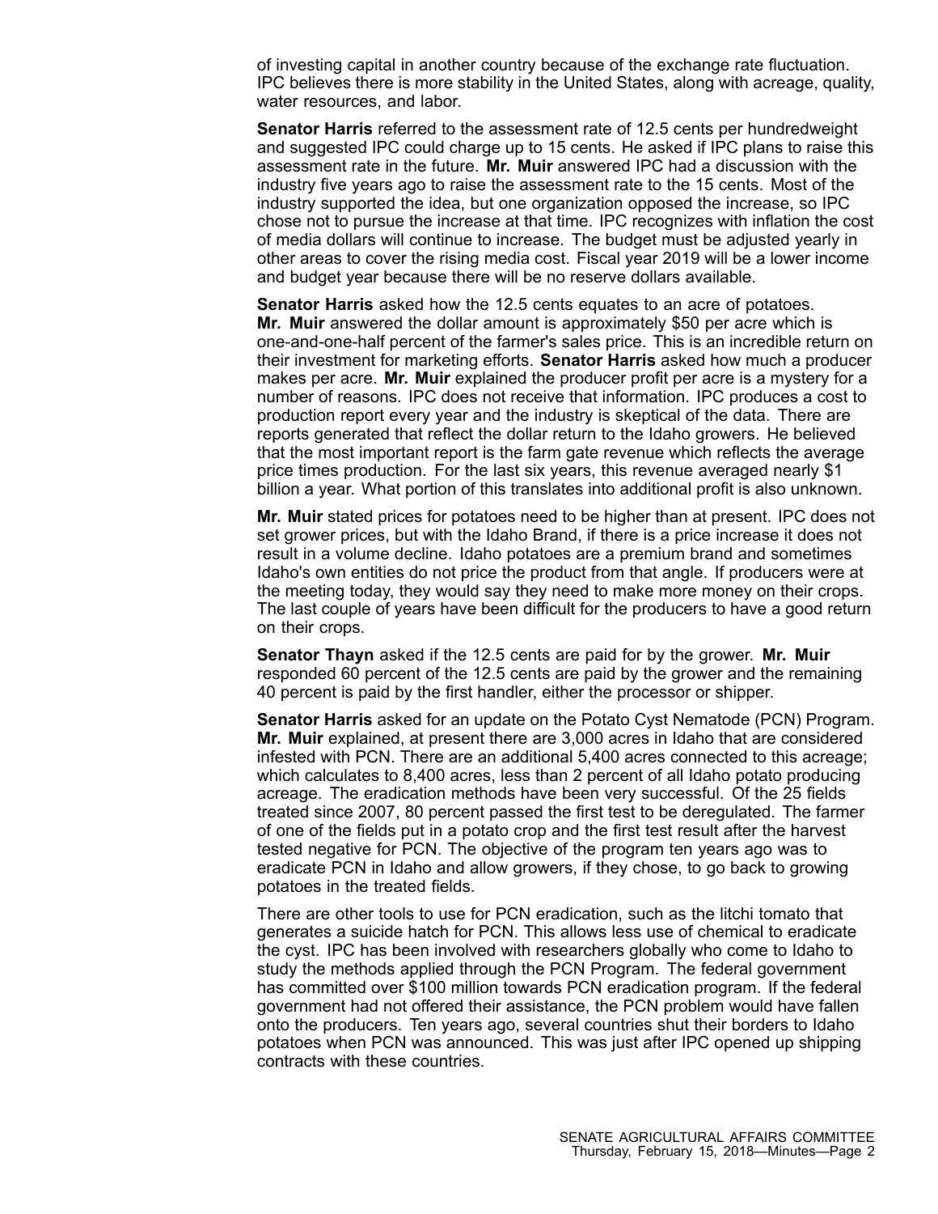of investing capital in another country because of the exchange rate fluctuation. IPC believes there is more stability in the United States, along with acreage, quality, water resources, and labor.

**Senator Harris** referred to the assessment rate of 12.5 cents per hundredweight and suggested IPC could charge up to 15 cents. He asked if IPC plans to raise this assessment rate in the future. **Mr. Muir** answered IPC had a discussion with the industry five years ago to raise the assessment rate to the 15 cents. Most of the industry supported the idea, but one organization opposed the increase, so IPC chose not to pursue the increase at that time. IPC recognizes with inflation the cost of media dollars will continue to increase. The budget must be adjusted yearly in other areas to cover the rising media cost. Fiscal year 2019 will be a lower income and budget year because there will be no reserve dollars available.

**Senator Harris** asked how the 12.5 cents equates to an acre of potatoes. **Mr. Muir** answered the dollar amount is approximately $50 per acre which is one-and-one-half percent of the farmer's sales price. This is an incredible return on their investment for marketing efforts. **Senator Harris** asked how much a producer makes per acre. **Mr. Muir** explained the producer profit per acre is a mystery for a number of reasons. IPC does not receive that information. IPC produces a cost to production report every year and the industry is skeptical of the data. There are reports generated that reflect the dollar return to the Idaho growers. He believed that the most important report is the farm gate revenue which reflects the average price times production. For the last six years, this revenue averaged nearly $1 billion a year. What portion of this translates into additional profit is also unknown.

**Mr. Muir** stated prices for potatoes need to be higher than at present. IPC does not set grower prices, but with the Idaho Brand, if there is a price increase it does not result in a volume decline. Idaho potatoes are a premium brand and sometimes Idaho's own entities do not price the product from that angle. If producers were at the meeting today, they would say they need to make more money on their crops. The last couple of years have been difficult for the producers to have a good return on their crops.

**Senator Thayn** asked if the 12.5 cents are paid for by the grower. **Mr. Muir** responded 60 percent of the 12.5 cents are paid by the grower and the remaining 40 percent is paid by the first handler, either the processor or shipper.

**Senator Harris** asked for an update on the Potato Cyst Nematode (PCN) Program. **Mr. Muir** explained, at present there are 3,000 acres in Idaho that are considered infested with PCN. There are an additional 5,400 acres connected to this acreage; which calculates to 8,400 acres, less than 2 percent of all Idaho potato producing acreage. The eradication methods have been very successful. Of the 25 fields treated since 2007, 80 percent passed the first test to be deregulated. The farmer of one of the fields put in a potato crop and the first test result after the harvest tested negative for PCN. The objective of the program ten years ago was to eradicate PCN in Idaho and allow growers, if they chose, to go back to growing potatoes in the treated fields.

There are other tools to use for PCN eradication, such as the litchi tomato that generates a suicide hatch for PCN. This allows less use of chemical to eradicate the cyst. IPC has been involved with researchers globally who come to Idaho to study the methods applied through the PCN Program. The federal government has committed over $100 million towards PCN eradication program. If the federal government had not offered their assistance, the PCN problem would have fallen onto the producers. Ten years ago, several countries shut their borders to Idaho potatoes when PCN was announced. This was just after IPC opened up shipping contracts with these countries.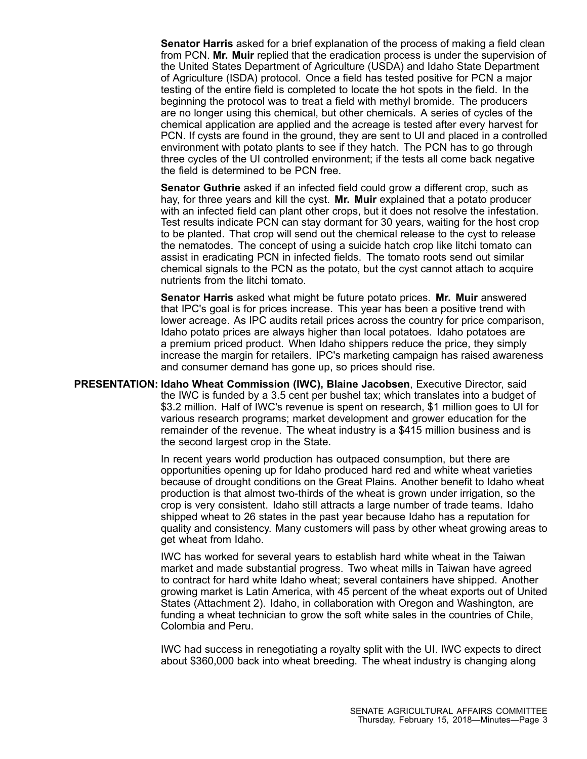**Senator Harris** asked for a brief explanation of the process of making a field clean from PCN. **Mr. Muir** replied that the eradication process is under the supervision of the United States Department of Agriculture (USDA) and Idaho State Department of Agriculture (ISDA) protocol. Once a field has tested positive for PCN a major testing of the entire field is completed to locate the hot spots in the field. In the beginning the protocol was to treat a field with methyl bromide. The producers are no longer using this chemical, but other chemicals. A series of cycles of the chemical application are applied and the acreage is tested after every harvest for PCN. If cysts are found in the ground, they are sent to UI and placed in a controlled environment with potato plants to see if they hatch. The PCN has to go through three cycles of the UI controlled environment; if the tests all come back negative the field is determined to be PCN free.

**Senator Guthrie** asked if an infected field could grow a different crop, such as hay, for three years and kill the cyst. **Mr. Muir** explained that a potato producer with an infected field can plant other crops, but it does not resolve the infestation. Test results indicate PCN can stay dormant for 30 years, waiting for the host crop to be planted. That crop will send out the chemical release to the cyst to release the nematodes. The concept of using a suicide hatch crop like litchi tomato can assist in eradicating PCN in infected fields. The tomato roots send out similar chemical signals to the PCN as the potato, but the cyst cannot attach to acquire nutrients from the litchi tomato.

**Senator Harris** asked what might be future potato prices. **Mr. Muir** answered that IPC's goal is for prices increase. This year has been a positive trend with lower acreage. As IPC audits retail prices across the country for price comparison, Idaho potato prices are always higher than local potatoes. Idaho potatoes are a premium priced product. When Idaho shippers reduce the price, they simply increase the margin for retailers. IPC's marketing campaign has raised awareness and consumer demand has gone up, so prices should rise.

**PRESENTATION: Idaho Wheat Commission (IWC), Blaine Jacobsen**, Executive Director, said the IWC is funded by a 3.5 cent per bushel tax; which translates into a budget of $3.2 million. Half of IWC's revenue is spent on research, $1 million goes to UI for various research programs; market development and grower education for the remainder of the revenue. The wheat industry is a $415 million business and is the second largest crop in the State.

In recent years world production has outpaced consumption, but there are opportunities opening up for Idaho produced hard red and white wheat varieties because of drought conditions on the Great Plains. Another benefit to Idaho wheat production is that almost two-thirds of the wheat is grown under irrigation, so the crop is very consistent. Idaho still attracts a large number of trade teams. Idaho shipped wheat to 26 states in the past year because Idaho has a reputation for quality and consistency. Many customers will pass by other wheat growing areas to get wheat from Idaho.

IWC has worked for several years to establish hard white wheat in the Taiwan market and made substantial progress. Two wheat mills in Taiwan have agreed to contract for hard white Idaho wheat; several containers have shipped. Another growing market is Latin America, with 45 percent of the wheat exports out of United States (Attachment 2). Idaho, in collaboration with Oregon and Washington, are funding a wheat technician to grow the soft white sales in the countries of Chile, Colombia and Peru.

IWC had success in renegotiating a royalty split with the UI. IWC expects to direct about $360,000 back into wheat breeding. The wheat industry is changing along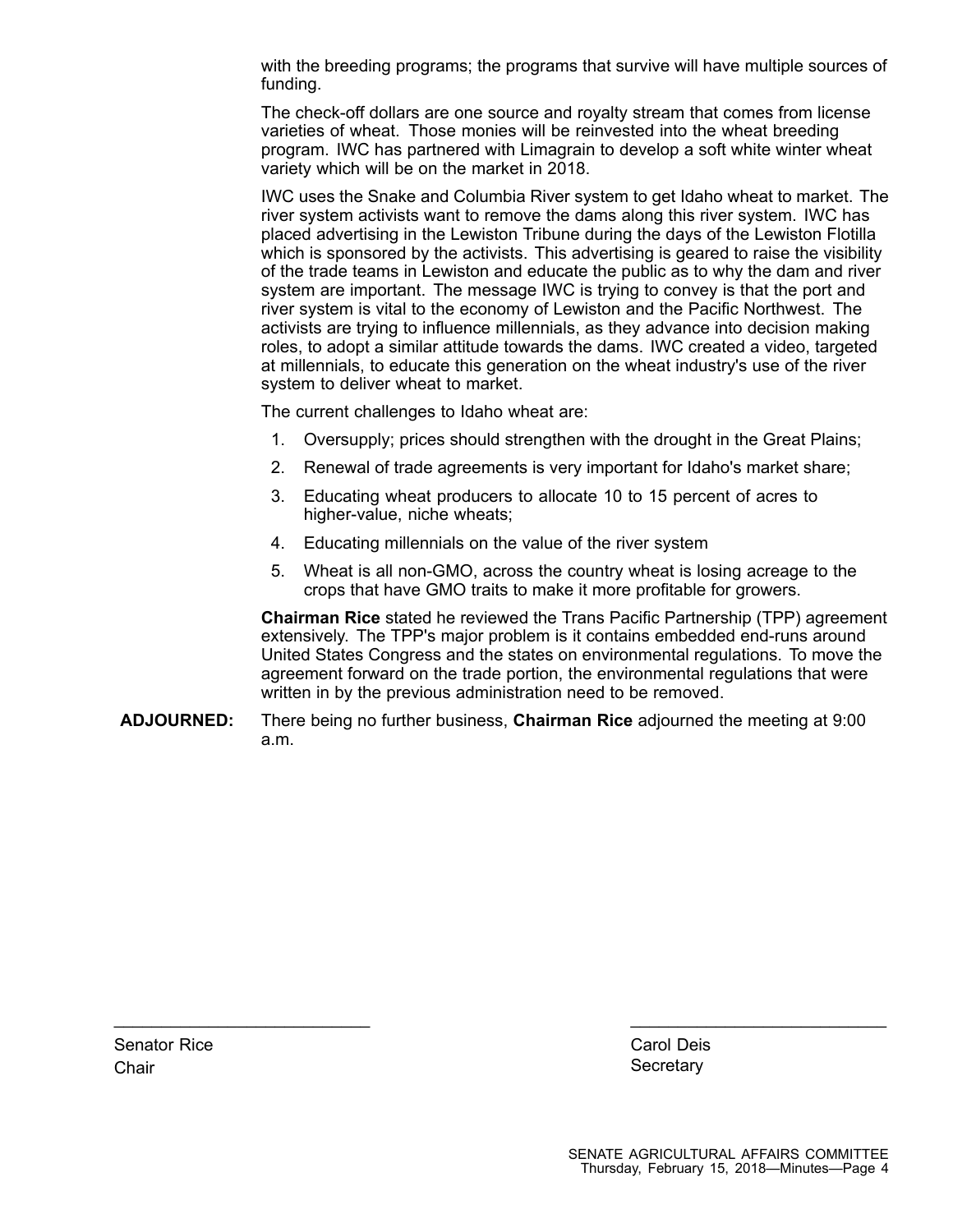with the breeding programs; the programs that survive will have multiple sources of funding.

The check-off dollars are one source and royalty stream that comes from license varieties of wheat. Those monies will be reinvested into the wheat breeding program. IWC has partnered with Limagrain to develop a soft white winter wheat variety which will be on the market in 2018.

IWC uses the Snake and Columbia River system to get Idaho wheat to market. The river system activists want to remove the dams along this river system. IWC has placed advertising in the Lewiston Tribune during the days of the Lewiston Flotilla which is sponsored by the activists. This advertising is geared to raise the visibility of the trade teams in Lewiston and educate the public as to why the dam and river system are important. The message IWC is trying to convey is that the port and river system is vital to the economy of Lewiston and the Pacific Northwest. The activists are trying to influence millennials, as they advance into decision making roles, to adopt a similar attitude towards the dams. IWC created a video, targeted at millennials, to educate this generation on the wheat industry's use of the river system to deliver wheat to market.

The current challenges to Idaho wheat are:

1. Oversupply; prices should strengthen with the drought in the Great Plains;
2. Renewal of trade agreements is very important for Idaho's market share;
3. Educating wheat producers to allocate 10 to 15 percent of acres to higher-value, niche wheats;
4. Educating millennials on the value of the river system
5. Wheat is all non-GMO, across the country wheat is losing acreage to the crops that have GMO traits to make it more profitable for growers.

**Chairman Rice** stated he reviewed the Trans Pacific Partnership (TPP) agreement extensively. The TPP's major problem is it contains embedded end-runs around United States Congress and the states on environmental regulations. To move the agreement forward on the trade portion, the environmental regulations that were written in by the previous administration need to be removed.

**ADJOURNED:** There being no further business, **Chairman Rice** adjourned the meeting at 9:00 a.m.

___________________________ ___________________________

Senator Rice
Chair

Carol Deis
Secretary